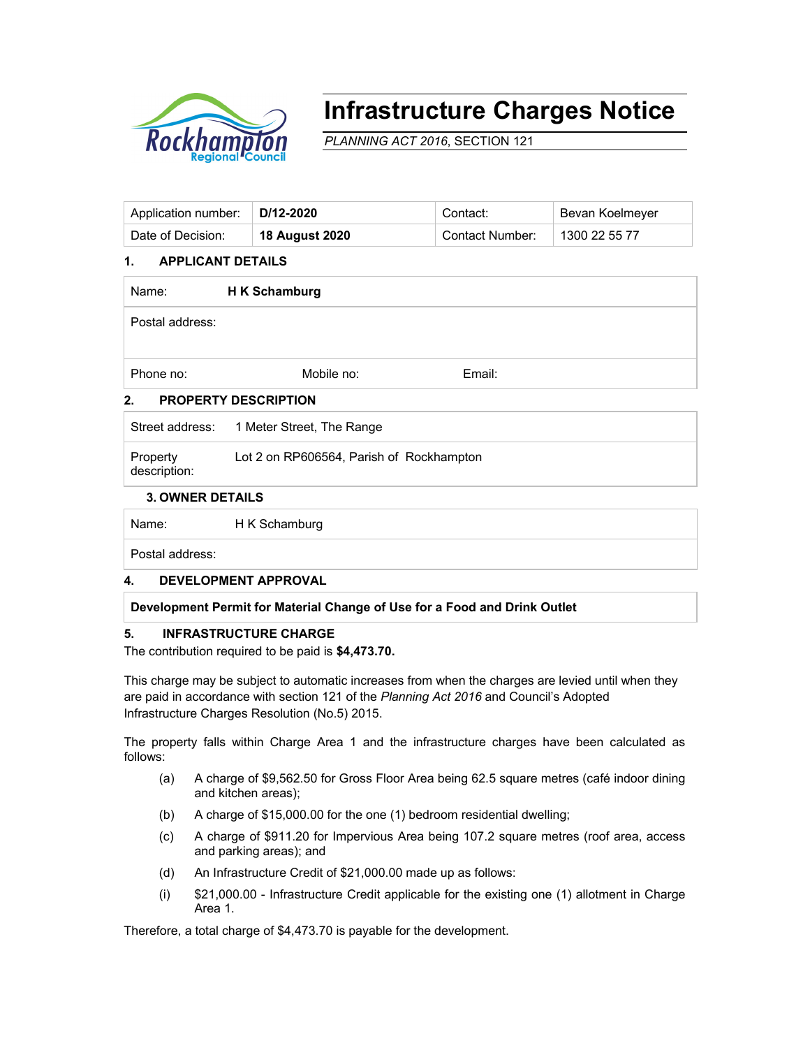# Infrastructure Charges Notice

*PLANNING ACT 2016*, SECTION 121

| Application number: | **D/12-2020** | Contact: | Bevan Koelmeyer |
|---|---|---|---|
| Date of Decision: | **18 August 2020** | Contact Number: | 1300 22 55 77 |

## 1. APPLICANT DETAILS

| | | | |
|---|---|---|---|
| Name: | **H K Schamburg** | | |
| Postal address: | | | |
| Phone no: | Mobile no: | Email: | |

## 2. PROPERTY DESCRIPTION

| | |
|---|---|
| Street address: | 1 Meter Street, The Range |
| Property description: | Lot 2 on RP606564, Parish of Rockhampton |

## 3. OWNER DETAILS

| | |
|---|---|
| Name: | H K Schamburg |
| Postal address: | |

## 4. DEVELOPMENT APPROVAL

**Development Permit for Material Change of Use for a Food and Drink Outlet**

## 5. INFRASTRUCTURE CHARGE

The contribution required to be paid is **$4,473.70.**

This charge may be subject to automatic increases from when the charges are levied until when they are paid in accordance with section 121 of the *Planning Act 2016* and Council's Adopted Infrastructure Charges Resolution (No.5) 2015.

The property falls within Charge Area 1 and the infrastructure charges have been calculated as follows:

(a) A charge of $9,562.50 for Gross Floor Area being 62.5 square metres (café indoor dining and kitchen areas);

(b) A charge of $15,000.00 for the one (1) bedroom residential dwelling;

(c) A charge of $911.20 for Impervious Area being 107.2 square metres (roof area, access and parking areas); and

(d) An Infrastructure Credit of $21,000.00 made up as follows:

(i) $21,000.00 - Infrastructure Credit applicable for the existing one (1) allotment in Charge Area 1.

Therefore, a total charge of $4,473.70 is payable for the development.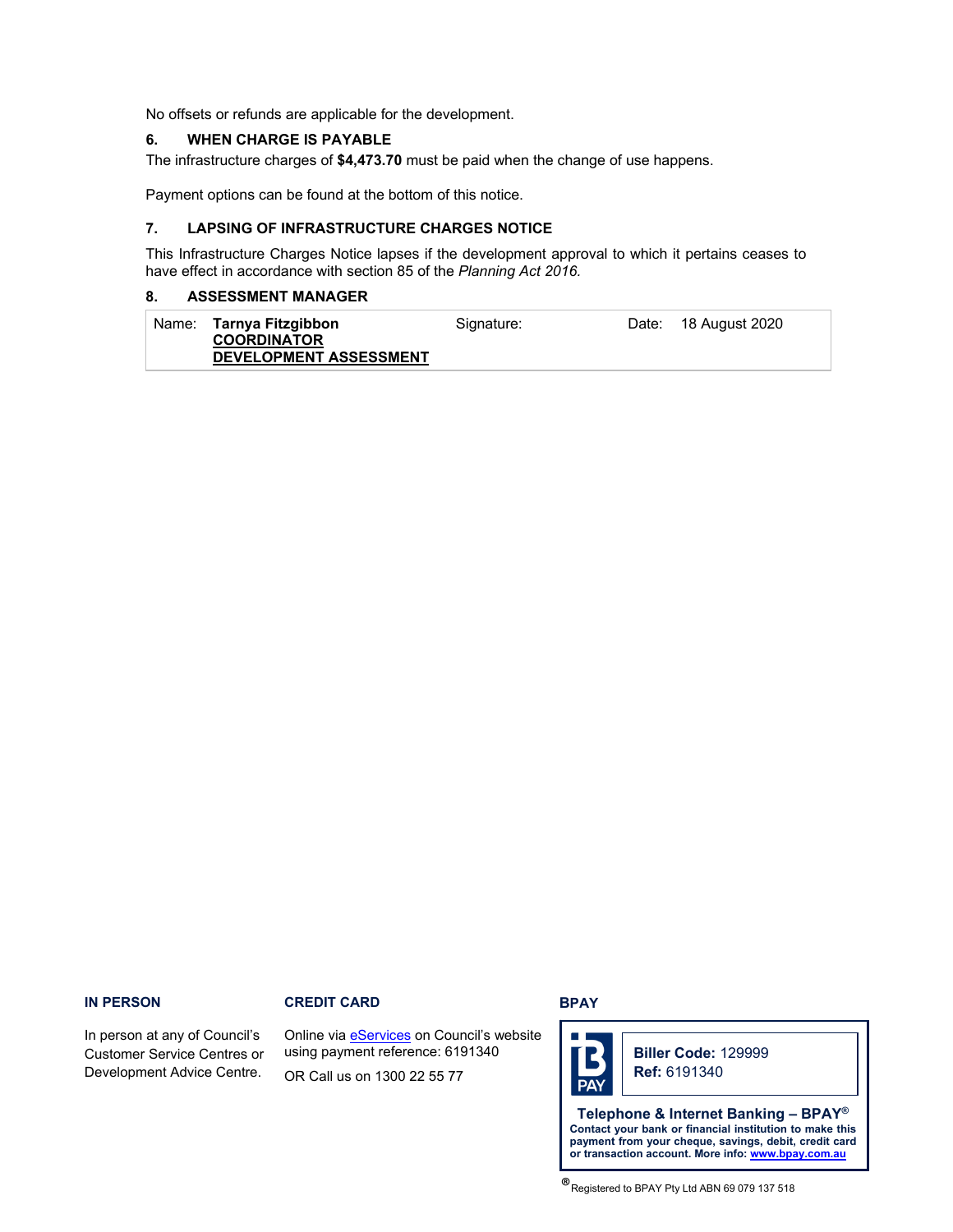No offsets or refunds are applicable for the development.

### 6. WHEN CHARGE IS PAYABLE

The infrastructure charges of **$4,473.70** must be paid when the change of use happens.

Payment options can be found at the bottom of this notice.

### 7. LAPSING OF INFRASTRUCTURE CHARGES NOTICE

This Infrastructure Charges Notice lapses if the development approval to which it pertains ceases to have effect in accordance with section 85 of the *Planning Act 2016.*

### 8. ASSESSMENT MANAGER

| | | | |
|---|---|---|---|
| Name: | **Tarnya Fitzgibbon** **COORDINATOR DEVELOPMENT ASSESSMENT** | Signature: | Date: 18 August 2020 |

**IN PERSON**

In person at any of Council's Customer Service Centres or Development Advice Centre.

**CREDIT CARD**

Online via eServices on Council's website using payment reference: 6191340

OR Call us on 1300 22 55 77

**BPAY**

**Biller Code:** 129999
**Ref:** 6191340

**Telephone & Internet Banking – BPAY®**
**Contact your bank or financial institution to make this payment from your cheque, savings, debit, credit card or transaction account. More info: www.bpay.com.au**

® Registered to BPAY Pty Ltd ABN 69 079 137 518